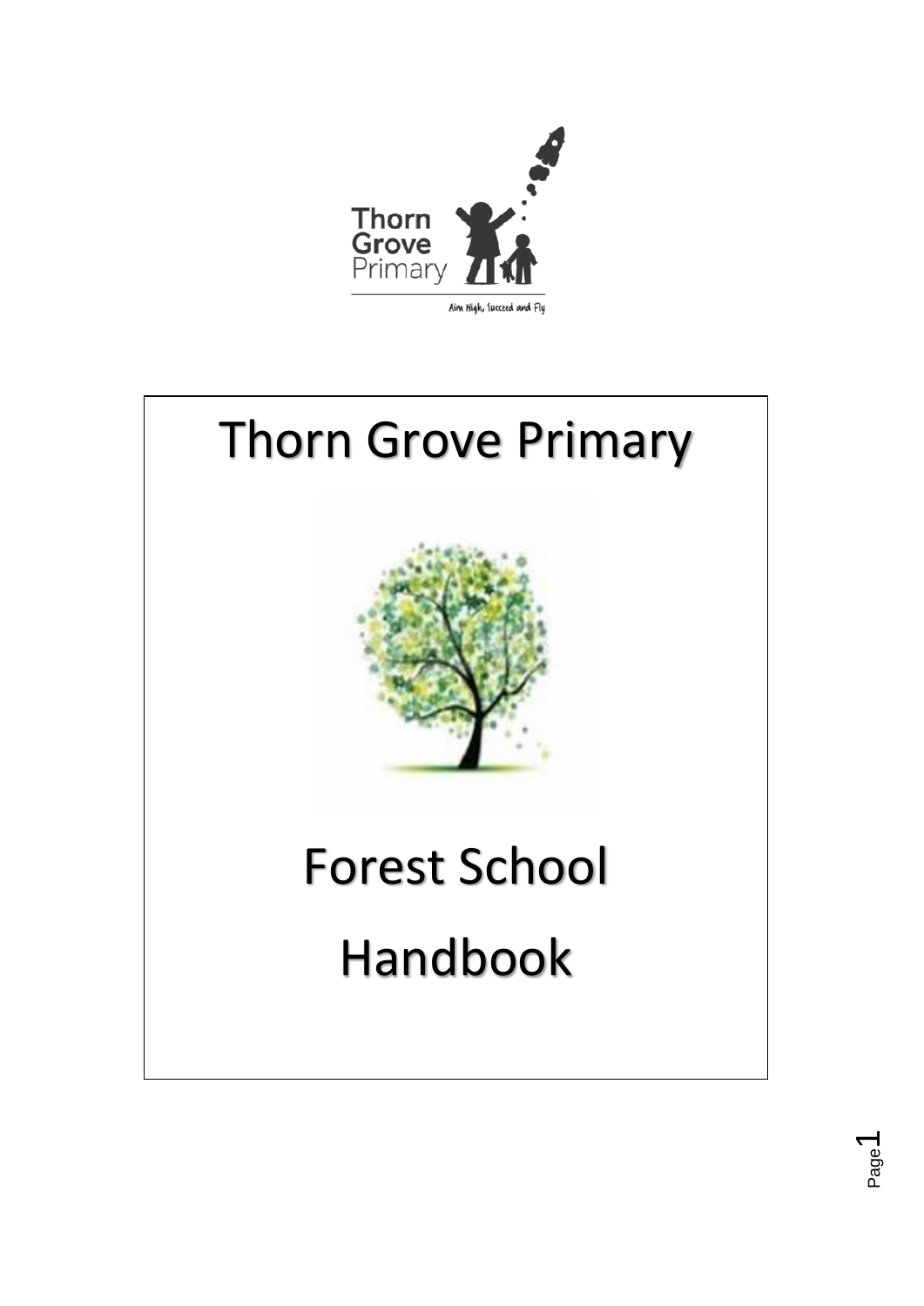Thorn Grove Primary

Aim High, Succeed and Fly

# Thorn Grove Primary

# Forest School

# Handbook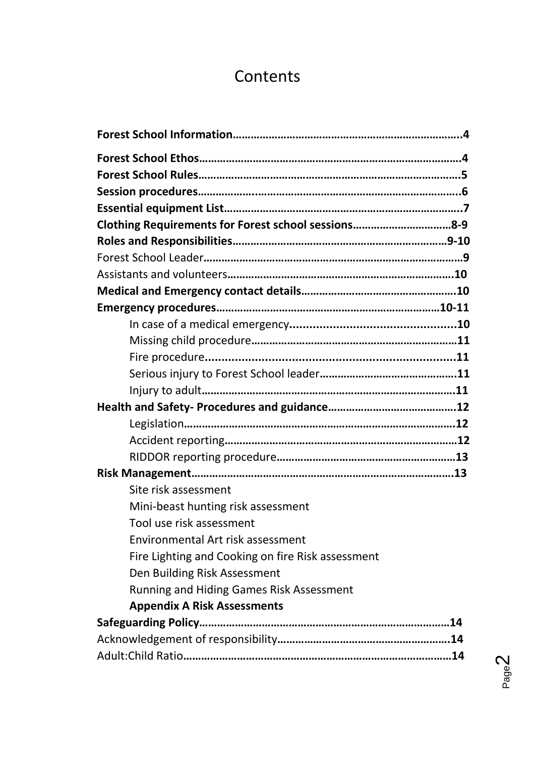# Contents

**Forest School Information……………………………………………………………………….4**

**Forest School Ethos…………………………………………………………………………….4**
**Forest School Rules…………………………………………………………………………….5**
**Session procedures…………………………………………………………………………….6**
**Essential equipment List……………………………………………………………………..7**
**Clothing Requirements for Forest school sessions……………………………8-9**
**Roles and Responsibilities……………………………………………………………9-10**
Forest School Leader……………………………………………………………………………9
Assistants and volunteers…………………………………………………………………10
**Medical and Emergency contact details…………………………………………….10**
**Emergency procedures……………………………………………………………………10-11**

- In case of a medical emergency……………………………………………10
- Missing child procedure……………………………………………………………11
- Fire procedure……………………………………………………………………………11
- Serious injury to Forest School leader………………………………………11
- Injury to adult…………………………………………………………………………11

**Health and Safety- Procedures and guidance………………………………………12**

- Legislation……………………………………………………………………………………12
- Accident reporting…………………………………………………………………………12
- RIDDOR reporting procedure……………………………………………………13

**Risk Management…………………………………………………………………………………13**

- Site risk assessment
- Mini-beast hunting risk assessment
- Tool use risk assessment
- Environmental Art risk assessment
- Fire Lighting and Cooking on fire Risk assessment
- Den Building Risk Assessment
- Running and Hiding Games Risk Assessment
- **Appendix A Risk Assessments**

**Safeguarding Policy……………………………………………………………………………14**
Acknowledgement of responsibility…………………………………………………14
Adult:Child Ratio…………………………………………………………………………………14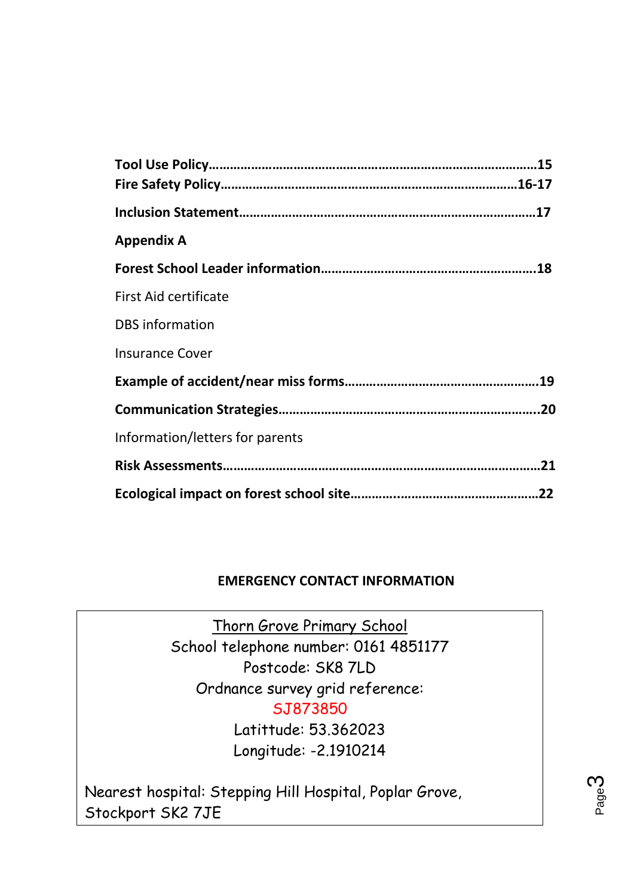**Tool Use Policy……………………………………………………………………………….15**
**Fire Safety Policy……………………………………………………………………….16-17**

**Inclusion Statement……………………………………………………………………….17**

**Appendix A**

**Forest School Leader information……………………………………………………18**

First Aid certificate

DBS information

Insurance Cover

**Example of accident/near miss forms………………………………………………19**

**Communication Strategies……………………………………………………………….20**

Information/letters for parents

**Risk Assessments……………………………………………………………………………21**

**Ecological impact on forest school site……………………………………………22**

**EMERGENCY CONTACT INFORMATION**

| Thorn Grove Primary School<br>School telephone number: 0161 4851177<br>Postcode: SK8 7LD<br>Ordnance survey grid reference:<br>SJ873850<br>Latittude: 53.362023<br>Longitude: -2.1910214<br><br>Nearest hospital: Stepping Hill Hospital, Poplar Grove, Stockport SK2 7JE |
|---|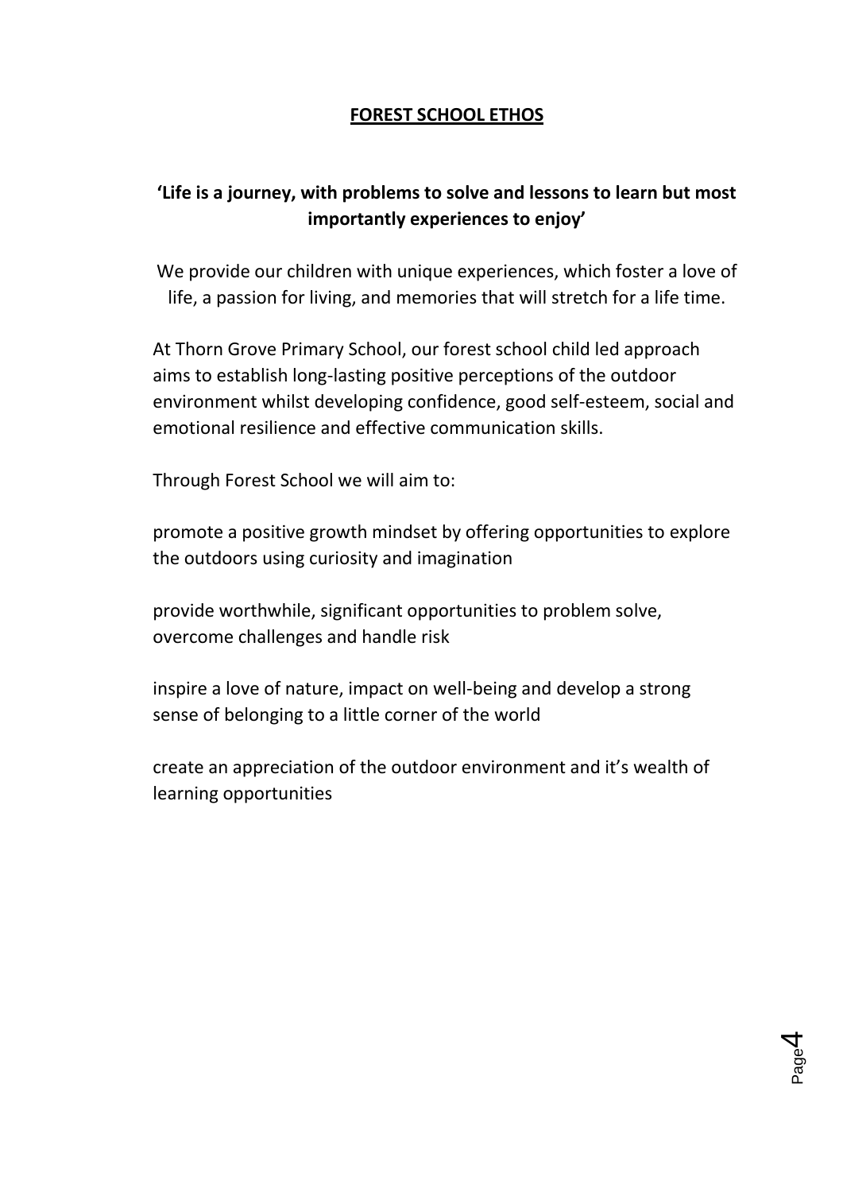## FOREST SCHOOL ETHOS

**'Life is a journey, with problems to solve and lessons to learn but most importantly experiences to enjoy'**

We provide our children with unique experiences, which foster a love of life, a passion for living, and memories that will stretch for a life time.

At Thorn Grove Primary School, our forest school child led approach aims to establish long-lasting positive perceptions of the outdoor environment whilst developing confidence, good self-esteem, social and emotional resilience and effective communication skills.

Through Forest School we will aim to:

promote a positive growth mindset by offering opportunities to explore the outdoors using curiosity and imagination

provide worthwhile, significant opportunities to problem solve, overcome challenges and handle risk

inspire a love of nature, impact on well-being and develop a strong sense of belonging to a little corner of the world

create an appreciation of the outdoor environment and it's wealth of learning opportunities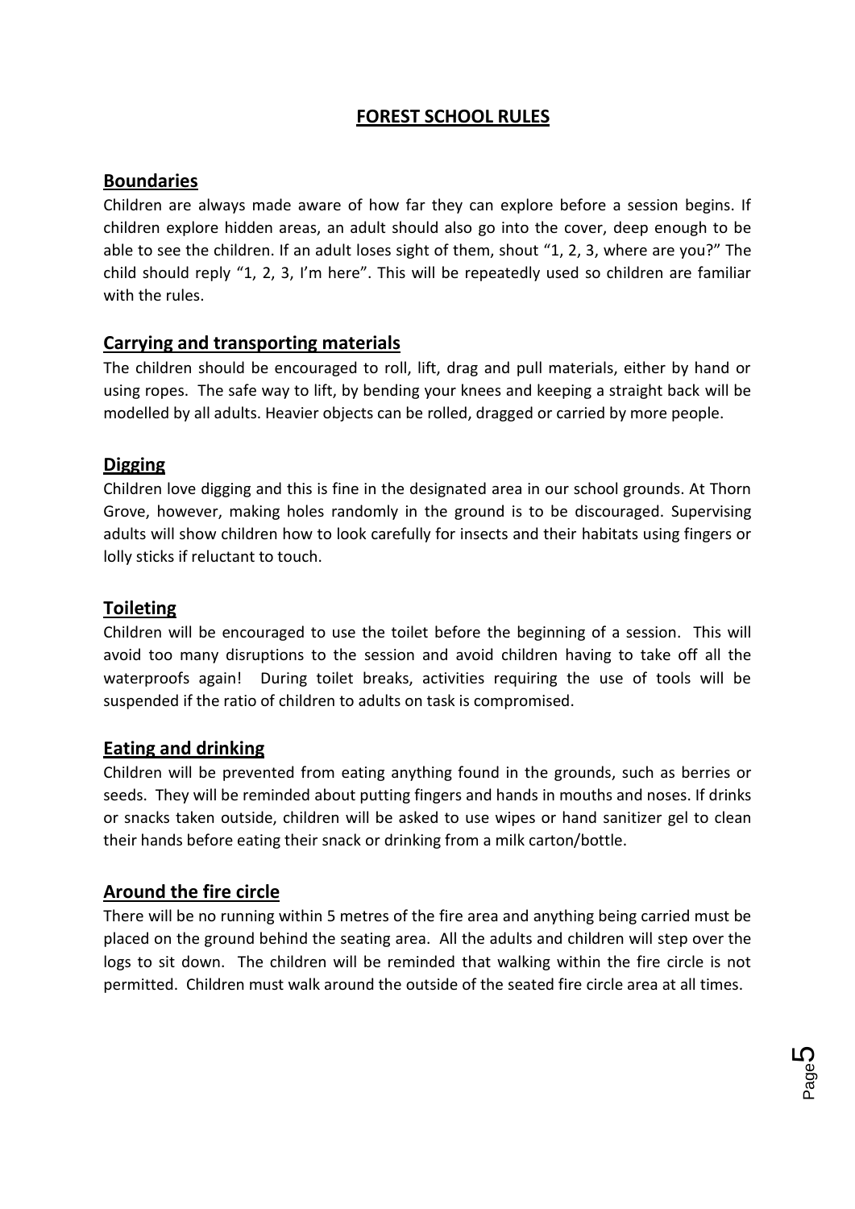# FOREST SCHOOL RULES

## Boundaries

Children are always made aware of how far they can explore before a session begins. If children explore hidden areas, an adult should also go into the cover, deep enough to be able to see the children. If an adult loses sight of them, shout "1, 2, 3, where are you?" The child should reply "1, 2, 3, I'm here". This will be repeatedly used so children are familiar with the rules.

## Carrying and transporting materials

The children should be encouraged to roll, lift, drag and pull materials, either by hand or using ropes. The safe way to lift, by bending your knees and keeping a straight back will be modelled by all adults. Heavier objects can be rolled, dragged or carried by more people.

## Digging

Children love digging and this is fine in the designated area in our school grounds. At Thorn Grove, however, making holes randomly in the ground is to be discouraged. Supervising adults will show children how to look carefully for insects and their habitats using fingers or lolly sticks if reluctant to touch.

## Toileting

Children will be encouraged to use the toilet before the beginning of a session. This will avoid too many disruptions to the session and avoid children having to take off all the waterproofs again! During toilet breaks, activities requiring the use of tools will be suspended if the ratio of children to adults on task is compromised.

## Eating and drinking

Children will be prevented from eating anything found in the grounds, such as berries or seeds. They will be reminded about putting fingers and hands in mouths and noses. If drinks or snacks taken outside, children will be asked to use wipes or hand sanitizer gel to clean their hands before eating their snack or drinking from a milk carton/bottle.

## Around the fire circle

There will be no running within 5 metres of the fire area and anything being carried must be placed on the ground behind the seating area. All the adults and children will step over the logs to sit down. The children will be reminded that walking within the fire circle is not permitted. Children must walk around the outside of the seated fire circle area at all times.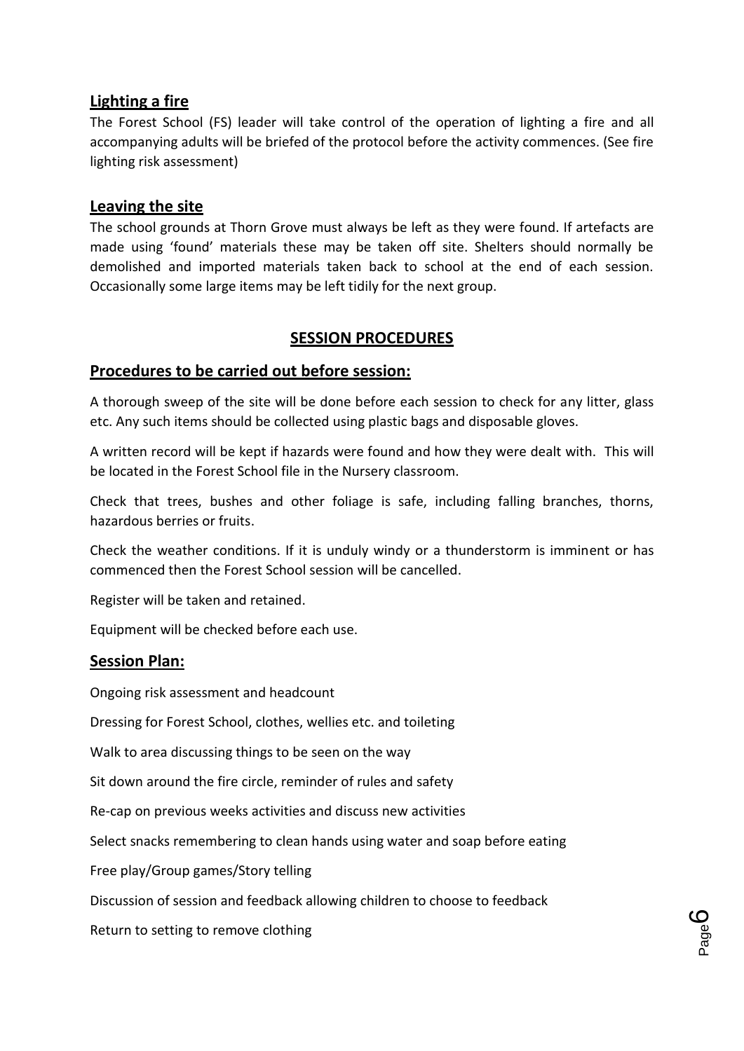## Lighting a fire

The Forest School (FS) leader will take control of the operation of lighting a fire and all accompanying adults will be briefed of the protocol before the activity commences. (See fire lighting risk assessment)

## Leaving the site

The school grounds at Thorn Grove must always be left as they were found. If artefacts are made using 'found' materials these may be taken off site. Shelters should normally be demolished and imported materials taken back to school at the end of each session. Occasionally some large items may be left tidily for the next group.

# SESSION PROCEDURES

## Procedures to be carried out before session:

A thorough sweep of the site will be done before each session to check for any litter, glass etc. Any such items should be collected using plastic bags and disposable gloves.

A written record will be kept if hazards were found and how they were dealt with. This will be located in the Forest School file in the Nursery classroom.

Check that trees, bushes and other foliage is safe, including falling branches, thorns, hazardous berries or fruits.

Check the weather conditions. If it is unduly windy or a thunderstorm is imminent or has commenced then the Forest School session will be cancelled.

Register will be taken and retained.

Equipment will be checked before each use.

## Session Plan:

Ongoing risk assessment and headcount

Dressing for Forest School, clothes, wellies etc. and toileting

Walk to area discussing things to be seen on the way

Sit down around the fire circle, reminder of rules and safety

Re-cap on previous weeks activities and discuss new activities

Select snacks remembering to clean hands using water and soap before eating

Free play/Group games/Story telling

Discussion of session and feedback allowing children to choose to feedback

Return to setting to remove clothing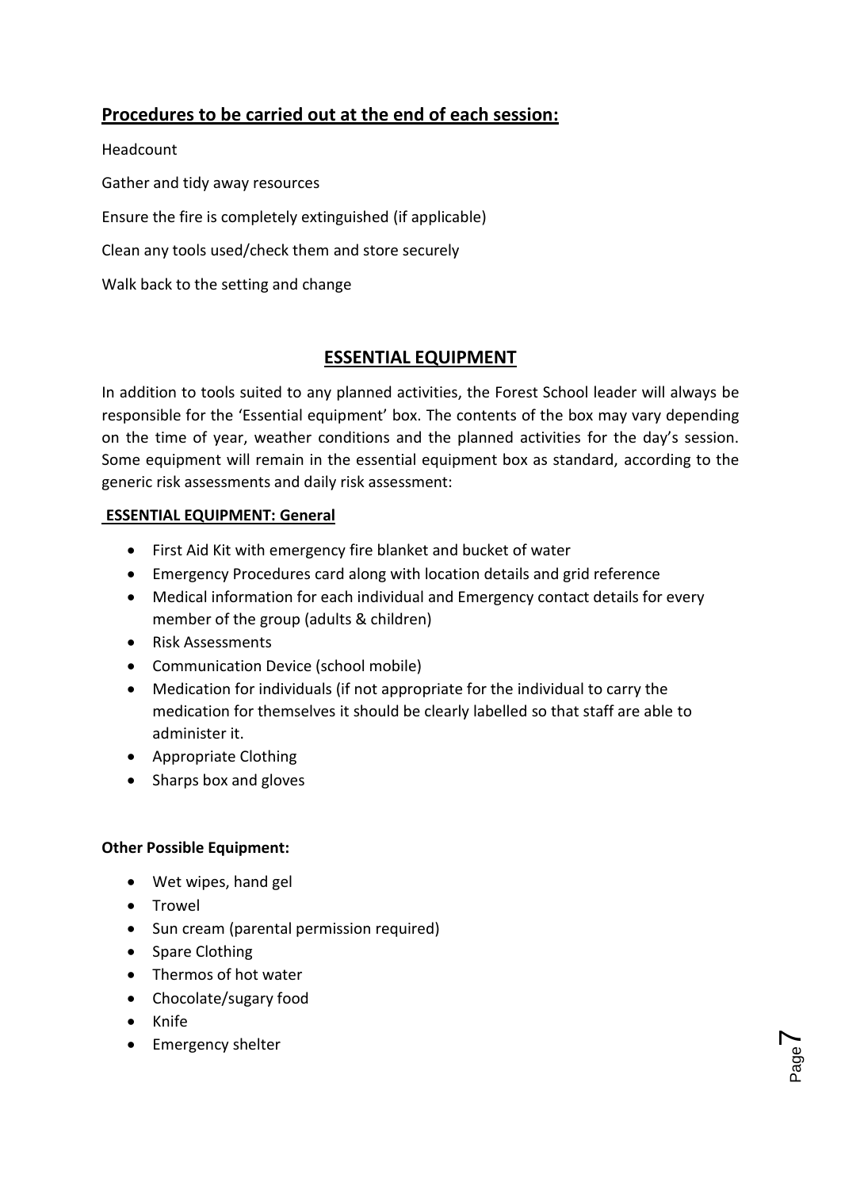## Procedures to be carried out at the end of each session:

Headcount

Gather and tidy away resources

Ensure the fire is completely extinguished (if applicable)

Clean any tools used/check them and store securely

Walk back to the setting and change

## ESSENTIAL EQUIPMENT

In addition to tools suited to any planned activities, the Forest School leader will always be responsible for the 'Essential equipment' box. The contents of the box may vary depending on the time of year, weather conditions and the planned activities for the day's session. Some equipment will remain in the essential equipment box as standard, according to the generic risk assessments and daily risk assessment:

**ESSENTIAL EQUIPMENT: General**

- First Aid Kit with emergency fire blanket and bucket of water
- Emergency Procedures card along with location details and grid reference
- Medical information for each individual and Emergency contact details for every member of the group (adults & children)
- Risk Assessments
- Communication Device (school mobile)
- Medication for individuals (if not appropriate for the individual to carry the medication for themselves it should be clearly labelled so that staff are able to administer it.
- Appropriate Clothing
- Sharps box and gloves

**Other Possible Equipment:**

- Wet wipes, hand gel
- Trowel
- Sun cream (parental permission required)
- Spare Clothing
- Thermos of hot water
- Chocolate/sugary food
- Knife
- Emergency shelter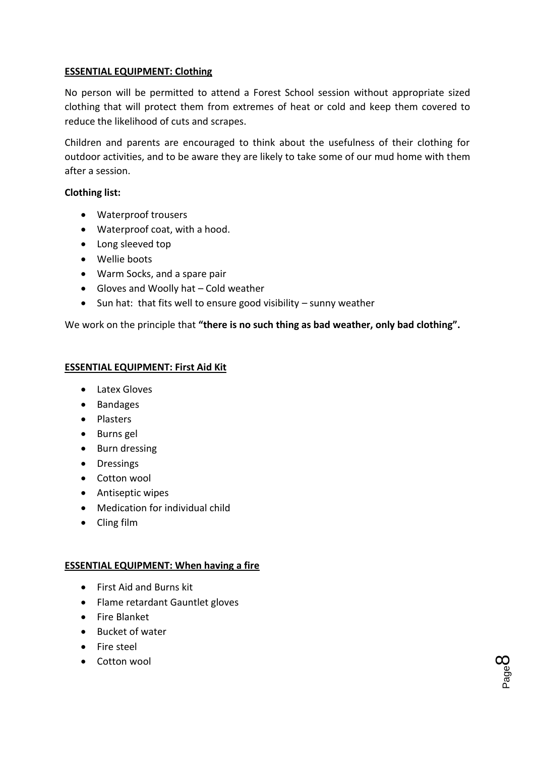**ESSENTIAL EQUIPMENT: Clothing**

No person will be permitted to attend a Forest School session without appropriate sized clothing that will protect them from extremes of heat or cold and keep them covered to reduce the likelihood of cuts and scrapes.

Children and parents are encouraged to think about the usefulness of their clothing for outdoor activities, and to be aware they are likely to take some of our mud home with them after a session.

**Clothing list:**

- Waterproof trousers
- Waterproof coat, with a hood.
- Long sleeved top
- Wellie boots
- Warm Socks, and a spare pair
- Gloves and Woolly hat – Cold weather
- Sun hat: that fits well to ensure good visibility – sunny weather

We work on the principle that **"there is no such thing as bad weather, only bad clothing".**

**ESSENTIAL EQUIPMENT: First Aid Kit**

- Latex Gloves
- Bandages
- Plasters
- Burns gel
- Burn dressing
- Dressings
- Cotton wool
- Antiseptic wipes
- Medication for individual child
- Cling film

**ESSENTIAL EQUIPMENT: When having a fire**

- First Aid and Burns kit
- Flame retardant Gauntlet gloves
- Fire Blanket
- Bucket of water
- Fire steel
- Cotton wool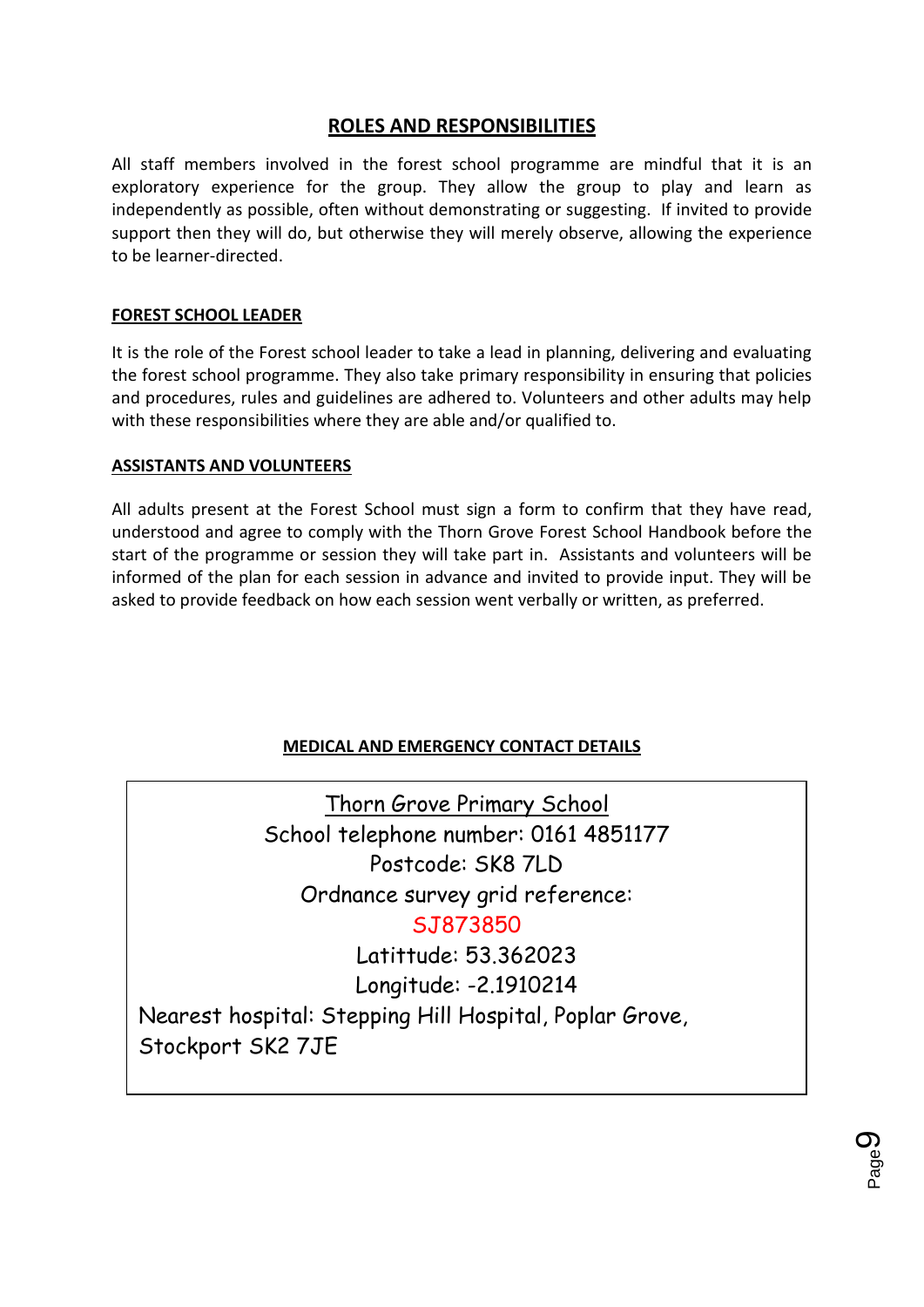## ROLES AND RESPONSIBILITIES

All staff members involved in the forest school programme are mindful that it is an exploratory experience for the group. They allow the group to play and learn as independently as possible, often without demonstrating or suggesting. If invited to provide support then they will do, but otherwise they will merely observe, allowing the experience to be learner-directed.

### FOREST SCHOOL LEADER

It is the role of the Forest school leader to take a lead in planning, delivering and evaluating the forest school programme. They also take primary responsibility in ensuring that policies and procedures, rules and guidelines are adhered to. Volunteers and other adults may help with these responsibilities where they are able and/or qualified to.

### ASSISTANTS AND VOLUNTEERS

All adults present at the Forest School must sign a form to confirm that they have read, understood and agree to comply with the Thorn Grove Forest School Handbook before the start of the programme or session they will take part in. Assistants and volunteers will be informed of the plan for each session in advance and invited to provide input. They will be asked to provide feedback on how each session went verbally or written, as preferred.

### MEDICAL AND EMERGENCY CONTACT DETAILS

Thorn Grove Primary School
School telephone number: 0161 4851177
Postcode: SK8 7LD
Ordnance survey grid reference:
SJ873850
Latittude: 53.362023
Longitude: -2.1910214
Nearest hospital: Stepping Hill Hospital, Poplar Grove, Stockport SK2 7JE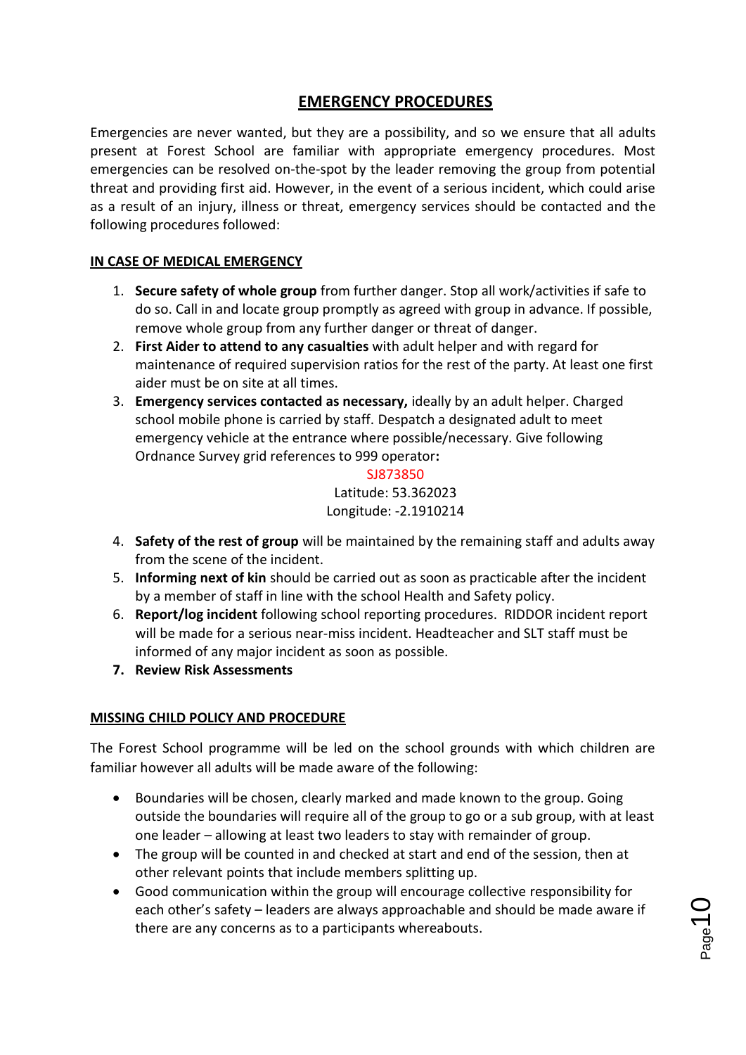# EMERGENCY PROCEDURES

Emergencies are never wanted, but they are a possibility, and so we ensure that all adults present at Forest School are familiar with appropriate emergency procedures. Most emergencies can be resolved on-the-spot by the leader removing the group from potential threat and providing first aid. However, in the event of a serious incident, which could arise as a result of an injury, illness or threat, emergency services should be contacted and the following procedures followed:

## IN CASE OF MEDICAL EMERGENCY

1. **Secure safety of whole group** from further danger. Stop all work/activities if safe to do so. Call in and locate group promptly as agreed with group in advance. If possible, remove whole group from any further danger or threat of danger.
2. **First Aider to attend to any casualties** with adult helper and with regard for maintenance of required supervision ratios for the rest of the party. At least one first aider must be on site at all times.
3. **Emergency services contacted as necessary,** ideally by an adult helper. Charged school mobile phone is carried by staff. Despatch a designated adult to meet emergency vehicle at the entrance where possible/necessary. Give following Ordnance Survey grid references to 999 operator**:**

   SJ873850
   Latitude: 53.362023
   Longitude: -2.1910214

4. **Safety of the rest of group** will be maintained by the remaining staff and adults away from the scene of the incident.
5. **Informing next of kin** should be carried out as soon as practicable after the incident by a member of staff in line with the school Health and Safety policy.
6. **Report/log incident** following school reporting procedures. RIDDOR incident report will be made for a serious near-miss incident. Headteacher and SLT staff must be informed of any major incident as soon as possible.
7. **Review Risk Assessments**

## MISSING CHILD POLICY AND PROCEDURE

The Forest School programme will be led on the school grounds with which children are familiar however all adults will be made aware of the following:

- Boundaries will be chosen, clearly marked and made known to the group. Going outside the boundaries will require all of the group to go or a sub group, with at least one leader – allowing at least two leaders to stay with remainder of group.
- The group will be counted in and checked at start and end of the session, then at other relevant points that include members splitting up.
- Good communication within the group will encourage collective responsibility for each other's safety – leaders are always approachable and should be made aware if there are any concerns as to a participants whereabouts.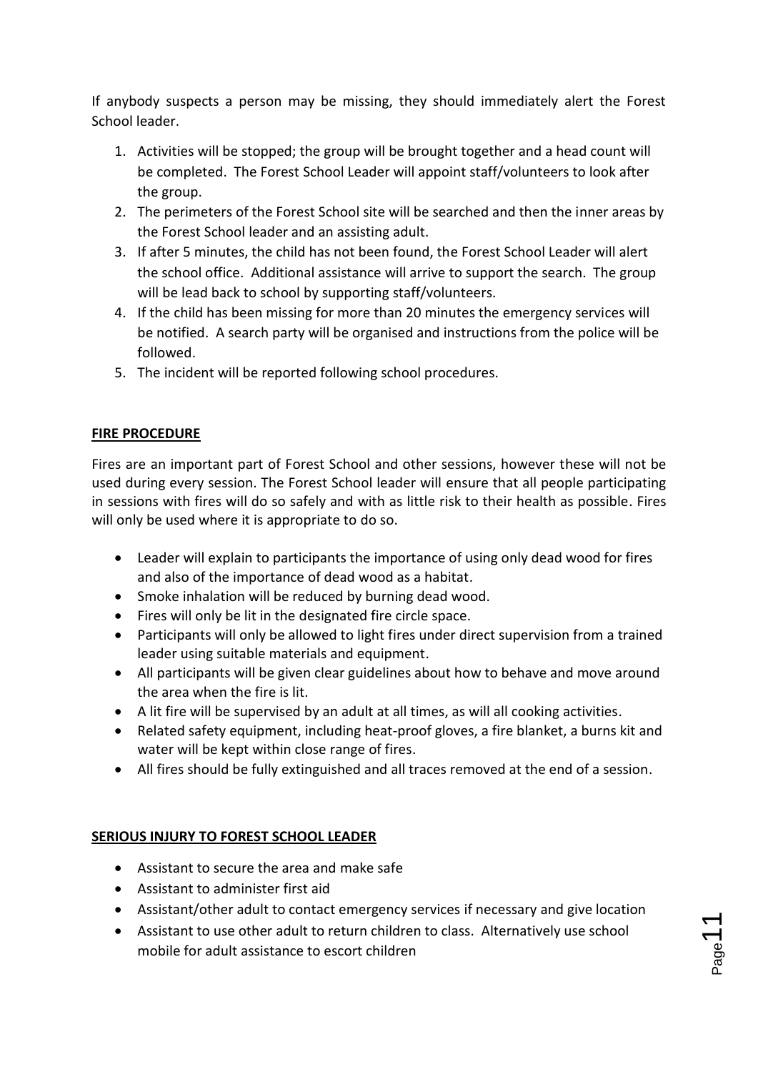If anybody suspects a person may be missing, they should immediately alert the Forest School leader.

1. Activities will be stopped; the group will be brought together and a head count will be completed. The Forest School Leader will appoint staff/volunteers to look after the group.
2. The perimeters of the Forest School site will be searched and then the inner areas by the Forest School leader and an assisting adult.
3. If after 5 minutes, the child has not been found, the Forest School Leader will alert the school office. Additional assistance will arrive to support the search. The group will be lead back to school by supporting staff/volunteers.
4. If the child has been missing for more than 20 minutes the emergency services will be notified. A search party will be organised and instructions from the police will be followed.
5. The incident will be reported following school procedures.

## FIRE PROCEDURE

Fires are an important part of Forest School and other sessions, however these will not be used during every session. The Forest School leader will ensure that all people participating in sessions with fires will do so safely and with as little risk to their health as possible. Fires will only be used where it is appropriate to do so.

- Leader will explain to participants the importance of using only dead wood for fires and also of the importance of dead wood as a habitat.
- Smoke inhalation will be reduced by burning dead wood.
- Fires will only be lit in the designated fire circle space.
- Participants will only be allowed to light fires under direct supervision from a trained leader using suitable materials and equipment.
- All participants will be given clear guidelines about how to behave and move around the area when the fire is lit.
- A lit fire will be supervised by an adult at all times, as will all cooking activities.
- Related safety equipment, including heat-proof gloves, a fire blanket, a burns kit and water will be kept within close range of fires.
- All fires should be fully extinguished and all traces removed at the end of a session.

## SERIOUS INJURY TO FOREST SCHOOL LEADER

- Assistant to secure the area and make safe
- Assistant to administer first aid
- Assistant/other adult to contact emergency services if necessary and give location
- Assistant to use other adult to return children to class. Alternatively use school mobile for adult assistance to escort children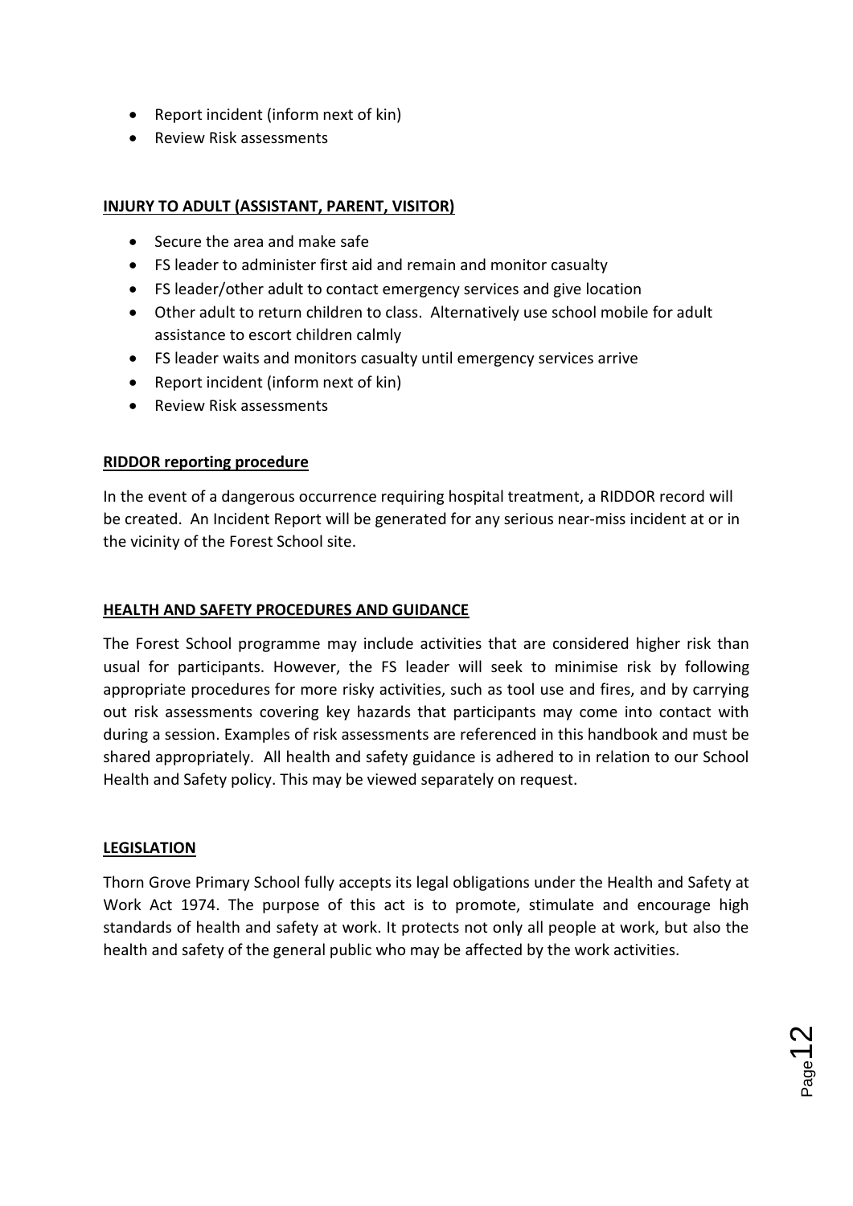- Report incident (inform next of kin)
- Review Risk assessments

**INJURY TO ADULT (ASSISTANT, PARENT, VISITOR)**

- Secure the area and make safe
- FS leader to administer first aid and remain and monitor casualty
- FS leader/other adult to contact emergency services and give location
- Other adult to return children to class. Alternatively use school mobile for adult assistance to escort children calmly
- FS leader waits and monitors casualty until emergency services arrive
- Report incident (inform next of kin)
- Review Risk assessments

**RIDDOR reporting procedure**

In the event of a dangerous occurrence requiring hospital treatment, a RIDDOR record will be created. An Incident Report will be generated for any serious near-miss incident at or in the vicinity of the Forest School site.

**HEALTH AND SAFETY PROCEDURES AND GUIDANCE**

The Forest School programme may include activities that are considered higher risk than usual for participants. However, the FS leader will seek to minimise risk by following appropriate procedures for more risky activities, such as tool use and fires, and by carrying out risk assessments covering key hazards that participants may come into contact with during a session. Examples of risk assessments are referenced in this handbook and must be shared appropriately. All health and safety guidance is adhered to in relation to our School Health and Safety policy. This may be viewed separately on request.

**LEGISLATION**

Thorn Grove Primary School fully accepts its legal obligations under the Health and Safety at Work Act 1974. The purpose of this act is to promote, stimulate and encourage high standards of health and safety at work. It protects not only all people at work, but also the health and safety of the general public who may be affected by the work activities.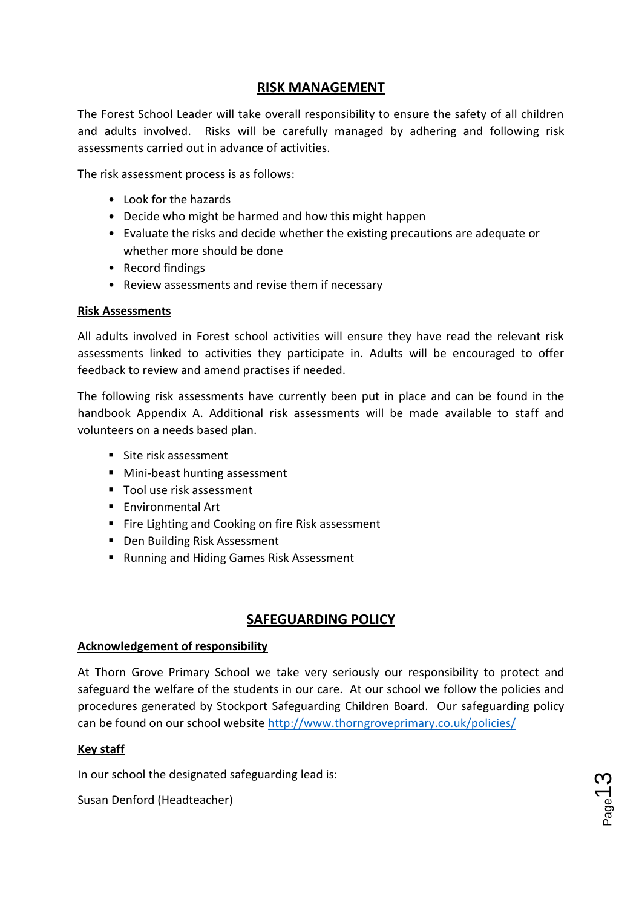## RISK MANAGEMENT

The Forest School Leader will take overall responsibility to ensure the safety of all children and adults involved. Risks will be carefully managed by adhering and following risk assessments carried out in advance of activities.

The risk assessment process is as follows:

- Look for the hazards
- Decide who might be harmed and how this might happen
- Evaluate the risks and decide whether the existing precautions are adequate or whether more should be done
- Record findings
- Review assessments and revise them if necessary

### Risk Assessments

All adults involved in Forest school activities will ensure they have read the relevant risk assessments linked to activities they participate in. Adults will be encouraged to offer feedback to review and amend practises if needed.

The following risk assessments have currently been put in place and can be found in the handbook Appendix A. Additional risk assessments will be made available to staff and volunteers on a needs based plan.

- Site risk assessment
- Mini-beast hunting assessment
- Tool use risk assessment
- Environmental Art
- Fire Lighting and Cooking on fire Risk assessment
- Den Building Risk Assessment
- Running and Hiding Games Risk Assessment

## SAFEGUARDING POLICY

### Acknowledgement of responsibility

At Thorn Grove Primary School we take very seriously our responsibility to protect and safeguard the welfare of the students in our care. At our school we follow the policies and procedures generated by Stockport Safeguarding Children Board. Our safeguarding policy can be found on our school website http://www.thorngroveprimary.co.uk/policies/

### Key staff

In our school the designated safeguarding lead is:

Susan Denford (Headteacher)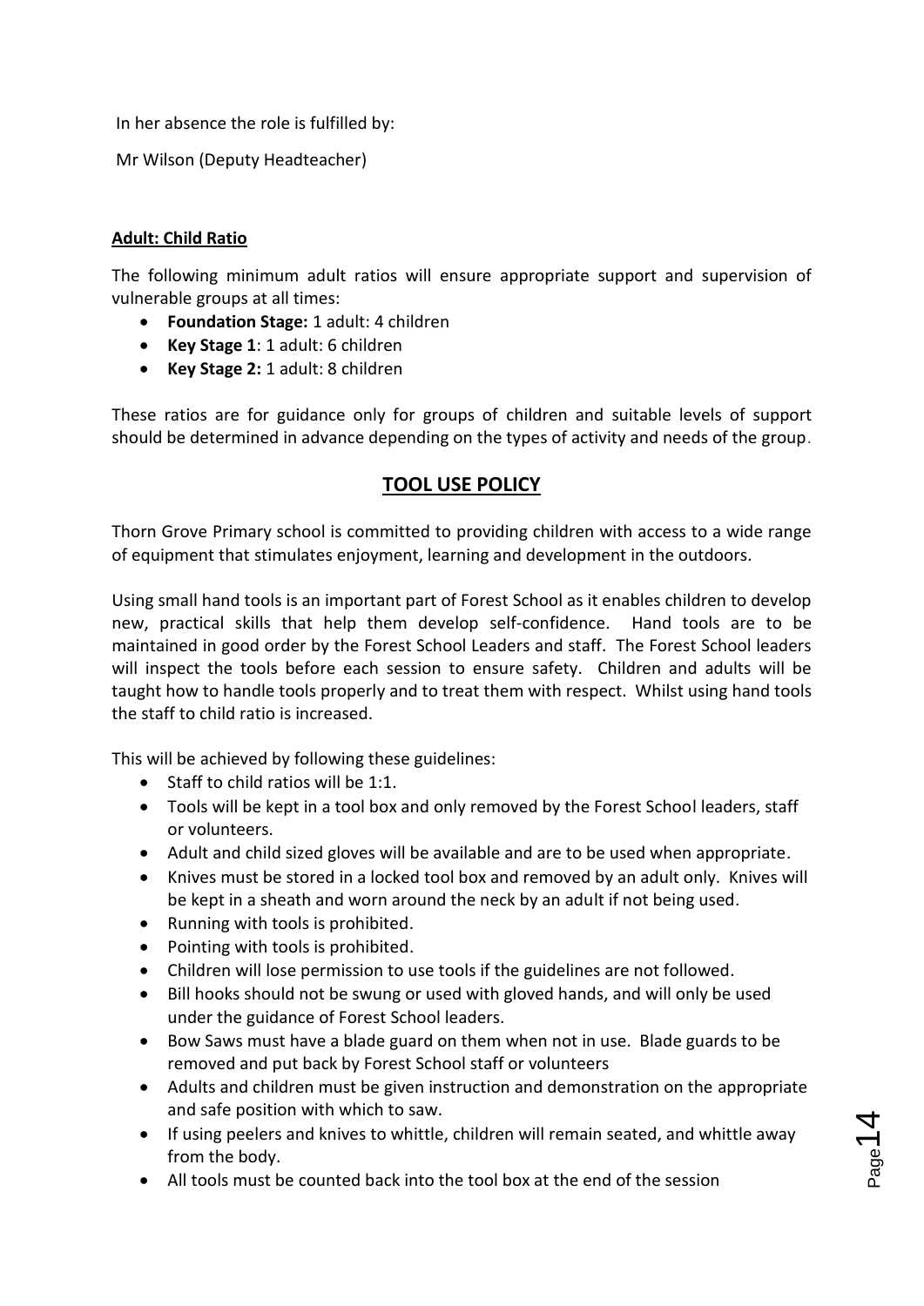In her absence the role is fulfilled by:

Mr Wilson (Deputy Headteacher)

**Adult: Child Ratio**

The following minimum adult ratios will ensure appropriate support and supervision of vulnerable groups at all times:

- **Foundation Stage:** 1 adult: 4 children
- **Key Stage 1**: 1 adult: 6 children
- **Key Stage 2:** 1 adult: 8 children

These ratios are for guidance only for groups of children and suitable levels of support should be determined in advance depending on the types of activity and needs of the group.

## TOOL USE POLICY

Thorn Grove Primary school is committed to providing children with access to a wide range of equipment that stimulates enjoyment, learning and development in the outdoors.

Using small hand tools is an important part of Forest School as it enables children to develop new, practical skills that help them develop self-confidence. Hand tools are to be maintained in good order by the Forest School Leaders and staff. The Forest School leaders will inspect the tools before each session to ensure safety. Children and adults will be taught how to handle tools properly and to treat them with respect. Whilst using hand tools the staff to child ratio is increased.

This will be achieved by following these guidelines:

- Staff to child ratios will be 1:1.
- Tools will be kept in a tool box and only removed by the Forest School leaders, staff or volunteers.
- Adult and child sized gloves will be available and are to be used when appropriate.
- Knives must be stored in a locked tool box and removed by an adult only. Knives will be kept in a sheath and worn around the neck by an adult if not being used.
- Running with tools is prohibited.
- Pointing with tools is prohibited.
- Children will lose permission to use tools if the guidelines are not followed.
- Bill hooks should not be swung or used with gloved hands, and will only be used under the guidance of Forest School leaders.
- Bow Saws must have a blade guard on them when not in use. Blade guards to be removed and put back by Forest School staff or volunteers
- Adults and children must be given instruction and demonstration on the appropriate and safe position with which to saw.
- If using peelers and knives to whittle, children will remain seated, and whittle away from the body.
- All tools must be counted back into the tool box at the end of the session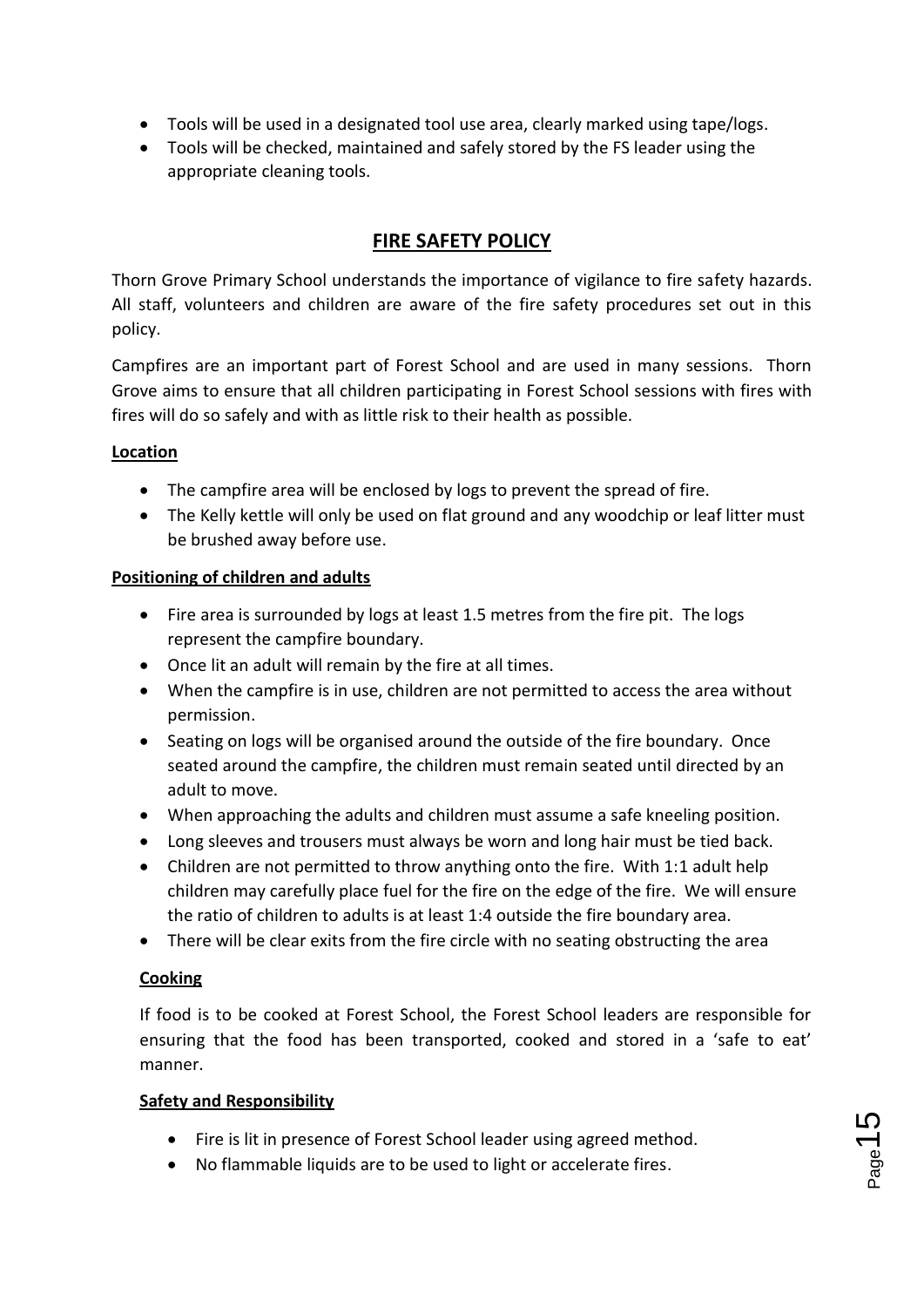- Tools will be used in a designated tool use area, clearly marked using tape/logs.
- Tools will be checked, maintained and safely stored by the FS leader using the appropriate cleaning tools.

## FIRE SAFETY POLICY

Thorn Grove Primary School understands the importance of vigilance to fire safety hazards. All staff, volunteers and children are aware of the fire safety procedures set out in this policy.

Campfires are an important part of Forest School and are used in many sessions. Thorn Grove aims to ensure that all children participating in Forest School sessions with fires with fires will do so safely and with as little risk to their health as possible.

### Location

- The campfire area will be enclosed by logs to prevent the spread of fire.
- The Kelly kettle will only be used on flat ground and any woodchip or leaf litter must be brushed away before use.

### Positioning of children and adults

- Fire area is surrounded by logs at least 1.5 metres from the fire pit. The logs represent the campfire boundary.
- Once lit an adult will remain by the fire at all times.
- When the campfire is in use, children are not permitted to access the area without permission.
- Seating on logs will be organised around the outside of the fire boundary. Once seated around the campfire, the children must remain seated until directed by an adult to move.
- When approaching the adults and children must assume a safe kneeling position.
- Long sleeves and trousers must always be worn and long hair must be tied back.
- Children are not permitted to throw anything onto the fire. With 1:1 adult help children may carefully place fuel for the fire on the edge of the fire. We will ensure the ratio of children to adults is at least 1:4 outside the fire boundary area.
- There will be clear exits from the fire circle with no seating obstructing the area

### Cooking

If food is to be cooked at Forest School, the Forest School leaders are responsible for ensuring that the food has been transported, cooked and stored in a 'safe to eat' manner.

### Safety and Responsibility

- Fire is lit in presence of Forest School leader using agreed method.
- No flammable liquids are to be used to light or accelerate fires.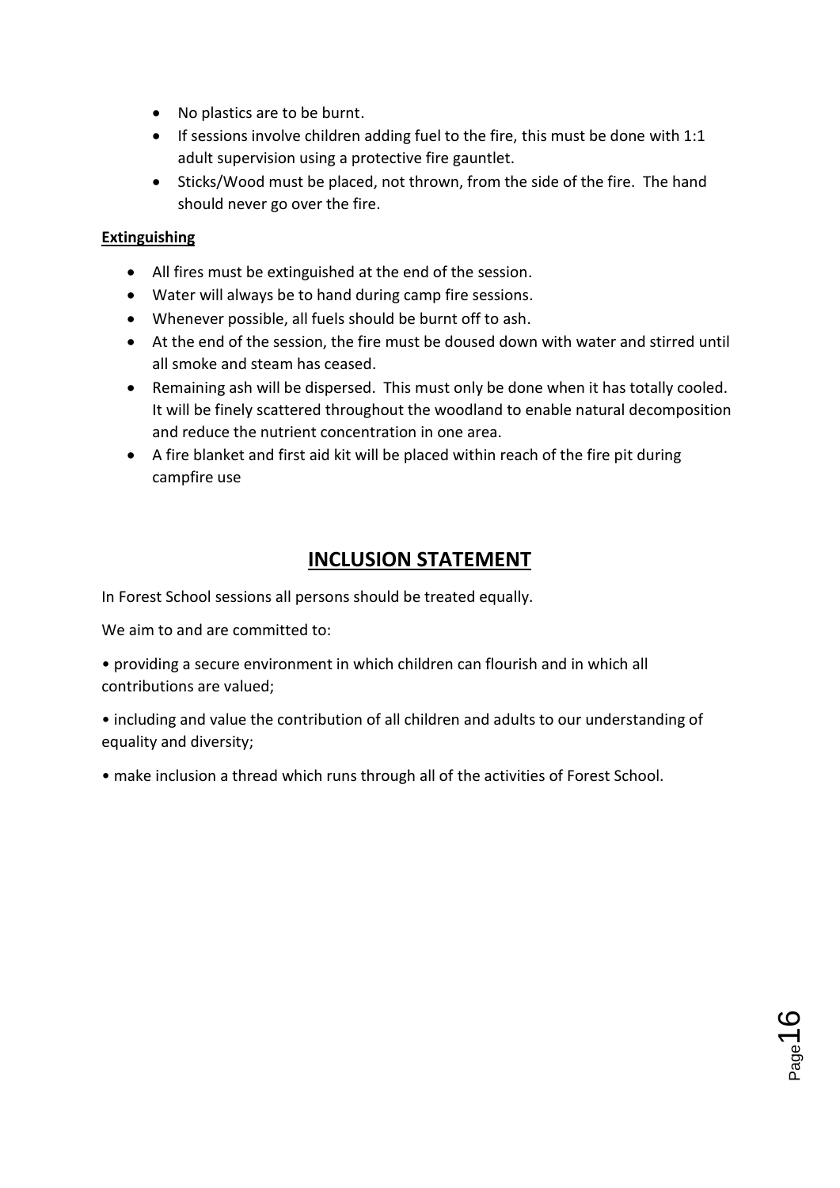- No plastics are to be burnt.
- If sessions involve children adding fuel to the fire, this must be done with 1:1 adult supervision using a protective fire gauntlet.
- Sticks/Wood must be placed, not thrown, from the side of the fire. The hand should never go over the fire.

**Extinguishing**

- All fires must be extinguished at the end of the session.
- Water will always be to hand during camp fire sessions.
- Whenever possible, all fuels should be burnt off to ash.
- At the end of the session, the fire must be doused down with water and stirred until all smoke and steam has ceased.
- Remaining ash will be dispersed. This must only be done when it has totally cooled. It will be finely scattered throughout the woodland to enable natural decomposition and reduce the nutrient concentration in one area.
- A fire blanket and first aid kit will be placed within reach of the fire pit during campfire use

## INCLUSION STATEMENT

In Forest School sessions all persons should be treated equally.

We aim to and are committed to:

• providing a secure environment in which children can flourish and in which all contributions are valued;

• including and value the contribution of all children and adults to our understanding of equality and diversity;

• make inclusion a thread which runs through all of the activities of Forest School.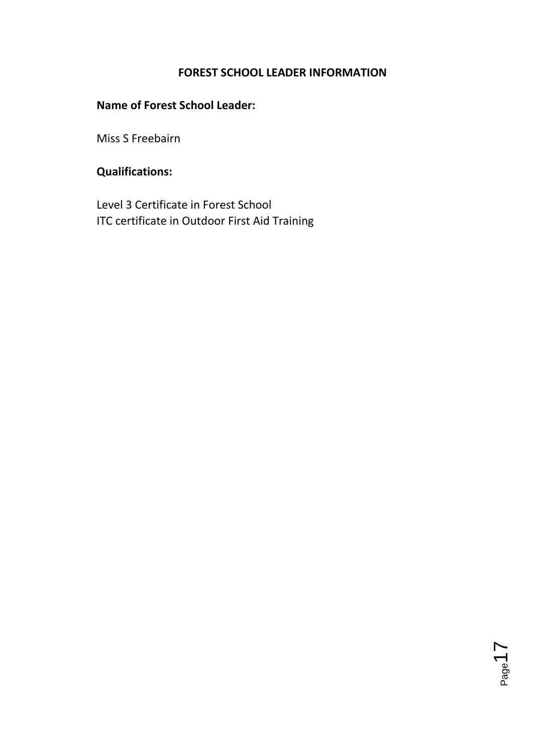## FOREST SCHOOL LEADER INFORMATION

**Name of Forest School Leader:**

Miss S Freebairn

**Qualifications:**

Level 3 Certificate in Forest School
ITC certificate in Outdoor First Aid Training